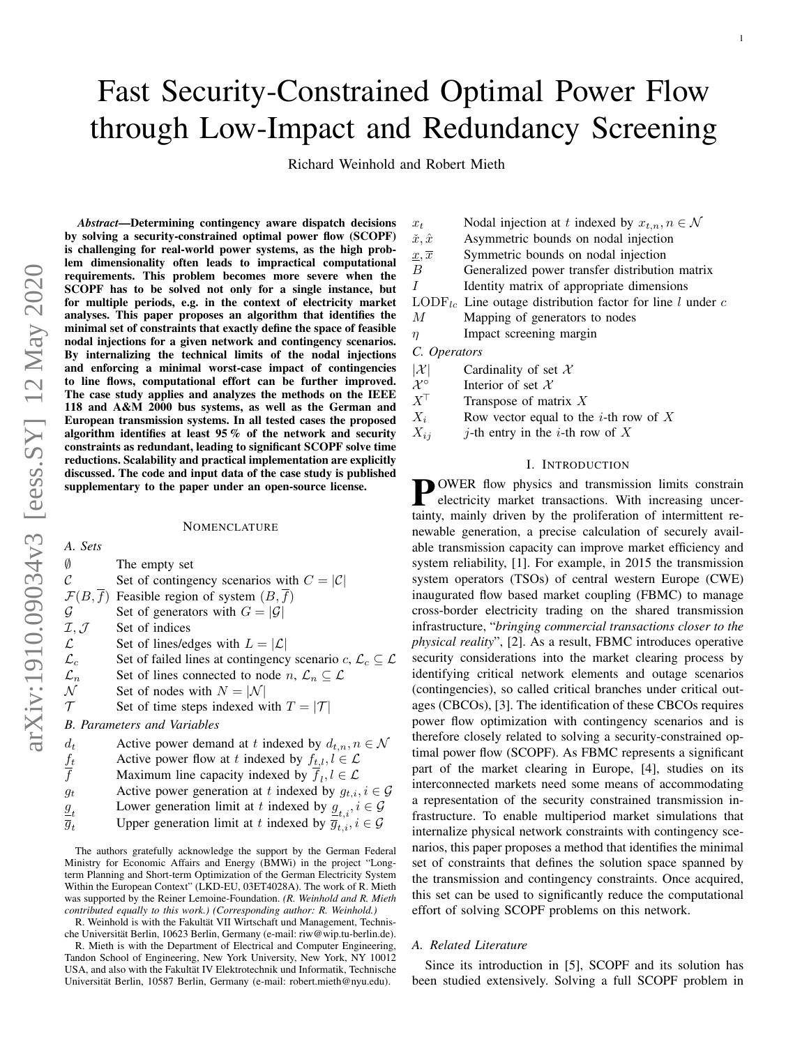# Fast Security-Constrained Optimal Power Flow through Low-Impact and Redundancy Screening

Richard Weinhold and Robert Mieth

***Abstract*—Determining contingency aware dispatch decisions by solving a security-constrained optimal power flow (SCOPF) is challenging for real-world power systems, as the high problem dimensionality often leads to impractical computational requirements. This problem becomes more severe when the SCOPF has to be solved not only for a single instance, but for multiple periods, e.g. in the context of electricity market analyses. This paper proposes an algorithm that identifies the minimal set of constraints that exactly define the space of feasible nodal injections for a given network and contingency scenarios. By internalizing the technical limits of the nodal injections and enforcing a minimal worst-case impact of contingencies to line flows, computational effort can be further improved. The case study applies and analyzes the methods on the IEEE 118 and A&M 2000 bus systems, as well as the German and European transmission systems. In all tested cases the proposed algorithm identifies at least 95 % of the network and security constraints as redundant, leading to significant SCOPF solve time reductions. Scalability and practical implementation are explicitly discussed. The code and input data of the case study is published supplementary to the paper under an open-source license.**

## NOMENCLATURE

### A. Sets

| | |
|---|---|
| $\emptyset$ | The empty set |
| $\mathcal{C}$ | Set of contingency scenarios with $C = \lvert\mathcal{C}\rvert$ |
| $\mathcal{F}(B, \overline{f})$ | Feasible region of system $(B, \overline{f})$ |
| $\mathcal{G}$ | Set of generators with $G = \lvert\mathcal{G}\rvert$ |
| $\mathcal{I}, \mathcal{J}$ | Set of indices |
| $\mathcal{L}$ | Set of lines/edges with $L = \lvert\mathcal{L}\rvert$ |
| $\mathcal{L}_c$ | Set of failed lines at contingency scenario $c$, $\mathcal{L}_c \subseteq \mathcal{L}$ |
| $\mathcal{L}_n$ | Set of lines connected to node $n$, $\mathcal{L}_n \subseteq \mathcal{L}$ |
| $\mathcal{N}$ | Set of nodes with $N = \lvert\mathcal{N}\rvert$ |
| $\mathcal{T}$ | Set of time steps indexed with $T = \lvert\mathcal{T}\rvert$ |

### B. Parameters and Variables

| | |
|---|---|
| $d_t$ | Active power demand at $t$ indexed by $d_{t,n}, n \in \mathcal{N}$ |
| $f_t$ | Active power flow at $t$ indexed by $f_{t,l}, l \in \mathcal{L}$ |
| $\overline{f}$ | Maximum line capacity indexed by $\overline{f}_l, l \in \mathcal{L}$ |
| $g_t$ | Active power generation at $t$ indexed by $g_{t,i}, i \in \mathcal{G}$ |
| $\underline{g}_t$ | Lower generation limit at $t$ indexed by $\underline{g}_{t,i}, i \in \mathcal{G}$ |
| $\overline{g}_t$ | Upper generation limit at $t$ indexed by $\overline{g}_{t,i}, i \in \mathcal{G}$ |
| $x_t$ | Nodal injection at $t$ indexed by $x_{t,n}, n \in \mathcal{N}$ |
| $\check{x}, \hat{x}$ | Asymmetric bounds on nodal injection |
| $\underline{x}, \overline{x}$ | Symmetric bounds on nodal injection |
| $B$ | Generalized power transfer distribution matrix |
| $I$ | Identity matrix of appropriate dimensions |
| $\text{LODF}_{lc}$ | Line outage distribution factor for line $l$ under $c$ |
| $M$ | Mapping of generators to nodes |
| $\eta$ | Impact screening margin |

### C. Operators

| | |
|---|---|
| $\lvert\mathcal{X}\rvert$ | Cardinality of set $\mathcal{X}$ |
| $\mathcal{X}^\circ$ | Interior of set $\mathcal{X}$ |
| $X^\top$ | Transpose of matrix $X$ |
| $X_i$ | Row vector equal to the $i$-th row of $X$ |
| $X_{ij}$ | $j$-th entry in the $i$-th row of $X$ |

The authors gratefully acknowledge the support by the German Federal Ministry for Economic Affairs and Energy (BMWi) in the project "Long-term Planning and Short-term Optimization of the German Electricity System Within the European Context" (LKD-EU, 03ET4028A). The work of R. Mieth was supported by the Reiner Lemoine-Foundation. *(R. Weinhold and R. Mieth contributed equally to this work.) (Corresponding author: R. Weinhold.)*

R. Weinhold is with the Fakultät VII Wirtschaft und Management, Technische Universität Berlin, 10623 Berlin, Germany (e-mail: riw@wip.tu-berlin.de).

R. Mieth is with the Department of Electrical and Computer Engineering, Tandon School of Engineering, New York University, New York, NY 10012 USA, and also with the Fakultät IV Elektrotechnik und Informatik, Technische Universität Berlin, 10587 Berlin, Germany (e-mail: robert.mieth@nyu.edu).

## I. INTRODUCTION

POWER flow physics and transmission limits constrain electricity market transactions. With increasing uncertainty, mainly driven by the proliferation of intermittent renewable generation, a precise calculation of securely available transmission capacity can improve market efficiency and system reliability, [1]. For example, in 2015 the transmission system operators (TSOs) of central western Europe (CWE) inaugurated flow based market coupling (FBMC) to manage cross-border electricity trading on the shared transmission infrastructure, "*bringing commercial transactions closer to the physical reality*", [2]. As a result, FBMC introduces operative security considerations into the market clearing process by identifying critical network elements and outage scenarios (contingencies), so called critical branches under critical outages (CBCOs), [3]. The identification of these CBCOs requires power flow optimization with contingency scenarios and is therefore closely related to solving a security-constrained optimal power flow (SCOPF). As FBMC represents a significant part of the market clearing in Europe, [4], studies on its interconnected markets need some means of accommodating a representation of the security constrained transmission infrastructure. To enable multiperiod market simulations that internalize physical network constraints with contingency scenarios, this paper proposes a method that identifies the minimal set of constraints that defines the solution space spanned by the transmission and contingency constraints. Once acquired, this set can be used to significantly reduce the computational effort of solving SCOPF problems on this network.

### A. Related Literature

Since its introduction in [5], SCOPF and its solution has been studied extensively. Solving a full SCOPF problem in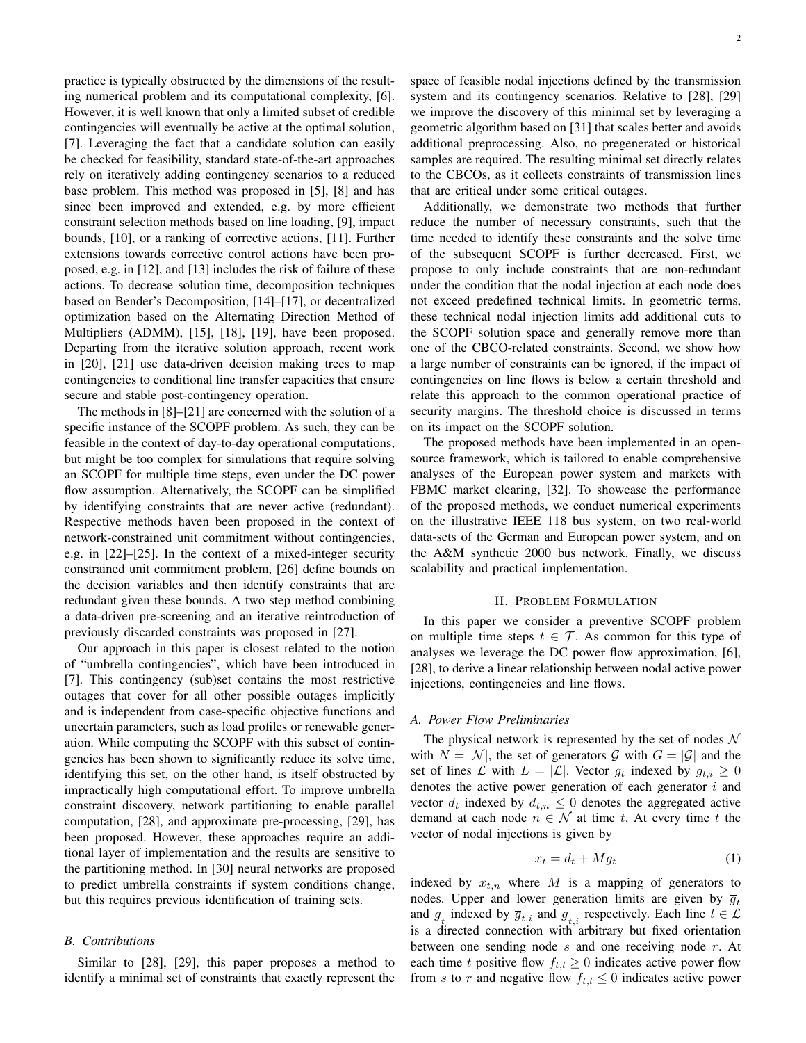practice is typically obstructed by the dimensions of the resulting numerical problem and its computational complexity, [6]. However, it is well known that only a limited subset of credible contingencies will eventually be active at the optimal solution, [7]. Leveraging the fact that a candidate solution can easily be checked for feasibility, standard state-of-the-art approaches rely on iteratively adding contingency scenarios to a reduced base problem. This method was proposed in [5], [8] and has since been improved and extended, e.g. by more efficient constraint selection methods based on line loading, [9], impact bounds, [10], or a ranking of corrective actions, [11]. Further extensions towards corrective control actions have been proposed, e.g. in [12], and [13] includes the risk of failure of these actions. To decrease solution time, decomposition techniques based on Bender's Decomposition, [14]–[17], or decentralized optimization based on the Alternating Direction Method of Multipliers (ADMM), [15], [18], [19], have been proposed. Departing from the iterative solution approach, recent work in [20], [21] use data-driven decision making trees to map contingencies to conditional line transfer capacities that ensure secure and stable post-contingency operation.

The methods in [8]–[21] are concerned with the solution of a specific instance of the SCOPF problem. As such, they can be feasible in the context of day-to-day operational computations, but might be too complex for simulations that require solving an SCOPF for multiple time steps, even under the DC power flow assumption. Alternatively, the SCOPF can be simplified by identifying constraints that are never active (redundant). Respective methods haven been proposed in the context of network-constrained unit commitment without contingencies, e.g. in [22]–[25]. In the context of a mixed-integer security constrained unit commitment problem, [26] define bounds on the decision variables and then identify constraints that are redundant given these bounds. A two step method combining a data-driven pre-screening and an iterative reintroduction of previously discarded constraints was proposed in [27].

Our approach in this paper is closest related to the notion of "umbrella contingencies", which have been introduced in [7]. This contingency (sub)set contains the most restrictive outages that cover for all other possible outages implicitly and is independent from case-specific objective functions and uncertain parameters, such as load profiles or renewable generation. While computing the SCOPF with this subset of contingencies has been shown to significantly reduce its solve time, identifying this set, on the other hand, is itself obstructed by impractically high computational effort. To improve umbrella constraint discovery, network partitioning to enable parallel computation, [28], and approximate pre-processing, [29], has been proposed. However, these approaches require an additional layer of implementation and the results are sensitive to the partitioning method. In [30] neural networks are proposed to predict umbrella constraints if system conditions change, but this requires previous identification of training sets.

### B. Contributions

Similar to [28], [29], this paper proposes a method to identify a minimal set of constraints that exactly represent the space of feasible nodal injections defined by the transmission system and its contingency scenarios. Relative to [28], [29] we improve the discovery of this minimal set by leveraging a geometric algorithm based on [31] that scales better and avoids additional preprocessing. Also, no pregenerated or historical samples are required. The resulting minimal set directly relates to the CBCOs, as it collects constraints of transmission lines that are critical under some critical outages.

Additionally, we demonstrate two methods that further reduce the number of necessary constraints, such that the time needed to identify these constraints and the solve time of the subsequent SCOPF is further decreased. First, we propose to only include constraints that are non-redundant under the condition that the nodal injection at each node does not exceed predefined technical limits. In geometric terms, these technical nodal injection limits add additional cuts to the SCOPF solution space and generally remove more than one of the CBCO-related constraints. Second, we show how a large number of constraints can be ignored, if the impact of contingencies on line flows is below a certain threshold and relate this approach to the common operational practice of security margins. The threshold choice is discussed in terms on its impact on the SCOPF solution.

The proposed methods have been implemented in an open-source framework, which is tailored to enable comprehensive analyses of the European power system and markets with FBMC market clearing, [32]. To showcase the performance of the proposed methods, we conduct numerical experiments on the illustrative IEEE 118 bus system, on two real-world data-sets of the German and European power system, and on the A&M synthetic 2000 bus network. Finally, we discuss scalability and practical implementation.

## II. Problem Formulation

In this paper we consider a preventive SCOPF problem on multiple time steps $t \in \mathcal{T}$. As common for this type of analyses we leverage the DC power flow approximation, [6], [28], to derive a linear relationship between nodal active power injections, contingencies and line flows.

### A. Power Flow Preliminaries

The physical network is represented by the set of nodes $\mathcal{N}$ with $N = |\mathcal{N}|$, the set of generators $\mathcal{G}$ with $G = |\mathcal{G}|$ and the set of lines $\mathcal{L}$ with $L = |\mathcal{L}|$. Vector $g_t$ indexed by $g_{t,i} \geq 0$ denotes the active power generation of each generator $i$ and vector $d_t$ indexed by $d_{t,n} \leq 0$ denotes the aggregated active demand at each node $n \in \mathcal{N}$ at time $t$. At every time $t$ the vector of nodal injections is given by

$$x_t = d_t + Mg_t \tag{1}$$

indexed by $x_{t,n}$ where $M$ is a mapping of generators to nodes. Upper and lower generation limits are given by $\overline{g}_t$ and $\underline{g}_t$ indexed by $\overline{g}_{t,i}$ and $\underline{g}_{t,i}$ respectively. Each line $l \in \mathcal{L}$ is a directed connection with arbitrary but fixed orientation between one sending node $s$ and one receiving node $r$. At each time $t$ positive flow $f_{t,l} \geq 0$ indicates active power flow from $s$ to $r$ and negative flow $f_{t,l} \leq 0$ indicates active power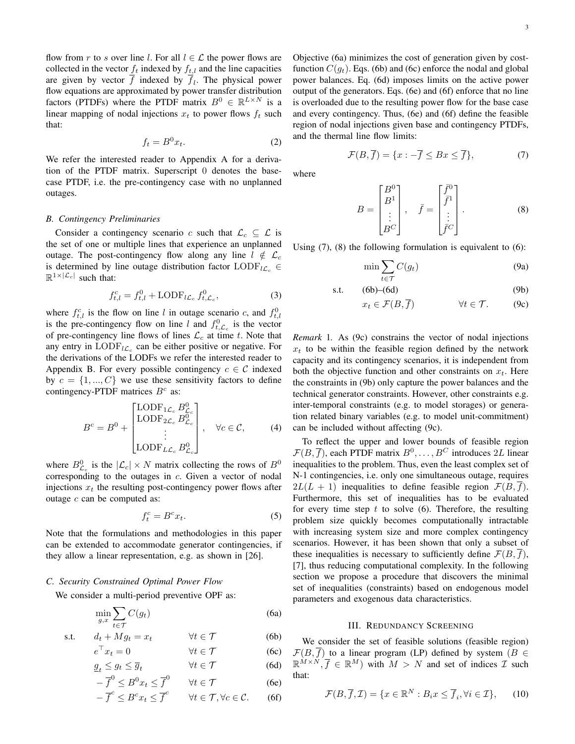flow from $r$ to $s$ over line $l$. For all $l \in \mathcal{L}$ the power flows are collected in the vector $f_t$ indexed by $f_{t,l}$ and the line capacities are given by vector $\overline{f}$ indexed by $\overline{f}_l$. The physical power flow equations are approximated by power transfer distribution factors (PTDFs) where the PTDF matrix $B^0 \in \mathbb{R}^{L \times N}$ is a linear mapping of nodal injections $x_t$ to power flows $f_t$ such that:

$$f_t = B^0 x_t. \tag{2}$$

We refer the interested reader to Appendix A for a derivation of the PTDF matrix. Superscript 0 denotes the base-case PTDF, i.e. the pre-contingency case with no unplanned outages.

### B. Contingency Preliminaries

Consider a contingency scenario $c$ such that $\mathcal{L}_c \subseteq \mathcal{L}$ is the set of one or multiple lines that experience an unplanned outage. The post-contingency flow along any line $l \notin \mathcal{L}_c$ is determined by line outage distribution factor $\text{LODF}_{l\mathcal{L}_c} \in \mathbb{R}^{1 \times |\mathcal{L}_c|}$ such that:

$$f^c_{t,l} = f^0_{t,l} + \text{LODF}_{l\mathcal{L}_c} f^0_{t,\mathcal{L}_c}, \tag{3}$$

where $f^c_{t,l}$ is the flow on line $l$ in outage scenario $c$, and $f^0_{t,l}$ is the pre-contingency flow on line $l$ and $f^0_{t,\mathcal{L}_c}$ is the vector of pre-contingency line flows of lines $\mathcal{L}_c$ at time $t$. Note that any entry in $\text{LODF}_{l\mathcal{L}_c}$ can be either positive or negative. For the derivations of the LODFs we refer the interested reader to Appendix B. For every possible contingency $c \in \mathcal{C}$ indexed by $c = \{1, ..., C\}$ we use these sensitivity factors to define contingency-PTDF matrices $B^c$ as:

$$B^c = B^0 + \begin{bmatrix} \text{LODF}_{1\mathcal{L}_c} B^0_{\mathcal{L}_c} \\ \text{LODF}_{2\mathcal{L}_c} B^0_{\mathcal{L}_c} \\ \vdots \\ \text{LODF}_{L\mathcal{L}_c} B^0_{\mathcal{L}_c} \end{bmatrix}, \quad \forall c \in \mathcal{C}, \tag{4}$$

where $B^0_{\mathcal{L}_c}$ is the $|\mathcal{L}_c| \times N$ matrix collecting the rows of $B^0$ corresponding to the outages in $c$. Given a vector of nodal injections $x_t$ the resulting post-contingency power flows after outage $c$ can be computed as:

$$f^c_t = B^c x_t. \tag{5}$$

Note that the formulations and methodologies in this paper can be extended to accommodate generator contingencies, if they allow a linear representation, e.g. as shown in [26].

### C. Security Constrained Optimal Power Flow

We consider a multi-period preventive OPF as:

$$
\begin{aligned}
\min_{g,x} \; & \sum_{t \in \mathcal{T}} C(g_t) && && \text{(6a)}\\
\text{s.t.} \quad & d_t + M g_t = x_t && \forall t \in \mathcal{T} && \text{(6b)}\\
& e^\top x_t = 0 && \forall t \in \mathcal{T} && \text{(6c)}\\
& \underline{g}_t \le g_t \le \overline{g}_t && \forall t \in \mathcal{T} && \text{(6d)}\\
& -\overline{f}^0 \le B^0 x_t \le \overline{f}^0 && \forall t \in \mathcal{T} && \text{(6e)}\\
& -\overline{f}^c \le B^c x_t \le \overline{f}^c && \forall t \in \mathcal{T}, \forall c \in \mathcal{C}. && \text{(6f)}
\end{aligned}
$$

Objective (6a) minimizes the cost of generation given by cost-function $C(g_t)$. Eqs. (6b) and (6c) enforce the nodal and global power balances. Eq. (6d) imposes limits on the active power output of the generators. Eqs. (6e) and (6f) enforce that no line is overloaded due to the resulting power flow for the base case and every contingency. Thus, (6e) and (6f) define the feasible region of nodal injections given base and contingency PTDFs, and the thermal line flow limits:

$$\mathcal{F}(B, \overline{f}) = \{x : -\overline{f} \le Bx \le \overline{f}\}, \tag{7}$$

where

$$B = \begin{bmatrix} B^0 \\ B^1 \\ \vdots \\ B^C \end{bmatrix}, \quad \bar{f} = \begin{bmatrix} \bar{f}^0 \\ \bar{f}^1 \\ \vdots \\ \bar{f}^C \end{bmatrix}. \tag{8}$$

Using (7), (8) the following formulation is equivalent to (6):

$$
\begin{aligned}
\min \; & \sum_{t \in \mathcal{T}} C(g_t) && && \text{(9a)}\\
\text{s.t.} \quad & \text{(6b)–(6d)} && && \text{(9b)}\\
& x_t \in \mathcal{F}(B, \overline{f}) && \forall t \in \mathcal{T}. && \text{(9c)}
\end{aligned}
$$

*Remark 1.* As (9c) constrains the vector of nodal injections $x_t$ to be within the feasible region defined by the network capacity and its contingency scenarios, it is independent from both the objective function and other constraints on $x_t$. Here the constraints in (9b) only capture the power balances and the technical generator constraints. However, other constraints e.g. inter-temporal constraints (e.g. to model storages) or generation related binary variables (e.g. to model unit-commitment) can be included without affecting (9c).

To reflect the upper and lower bounds of feasible region $\mathcal{F}(B, \overline{f})$, each PTDF matrix $B^0, \ldots, B^C$ introduces $2L$ linear inequalities to the problem. Thus, even the least complex set of N-1 contingencies, i.e. only one simultaneous outage, requires $2L(L+1)$ inequalities to define feasible region $\mathcal{F}(B, \overline{f})$. Furthermore, this set of inequalities has to be evaluated for every time step $t$ to solve (6). Therefore, the resulting problem size quickly becomes computationally intractable with increasing system size and more complex contingency scenarios. However, it has been shown that only a subset of these inequalities is necessary to sufficiently define $\mathcal{F}(B, \overline{f})$, [7], thus reducing computational complexity. In the following section we propose a procedure that discovers the minimal set of inequalities (constraints) based on endogenous model parameters and exogenous data characteristics.

## III. Redundancy Screening

We consider the set of feasible solutions (feasible region) $\mathcal{F}(B, \overline{f})$ to a linear program (LP) defined by system ($B \in \mathbb{R}^{M \times N}, \overline{f} \in \mathbb{R}^M$) with $M > N$ and set of indices $\mathcal{I}$ such that:

$$\mathcal{F}(B, \overline{f}, \mathcal{I}) = \{x \in \mathbb{R}^N : B_i x \le \overline{f}_i, \forall i \in \mathcal{I}\}, \tag{10}$$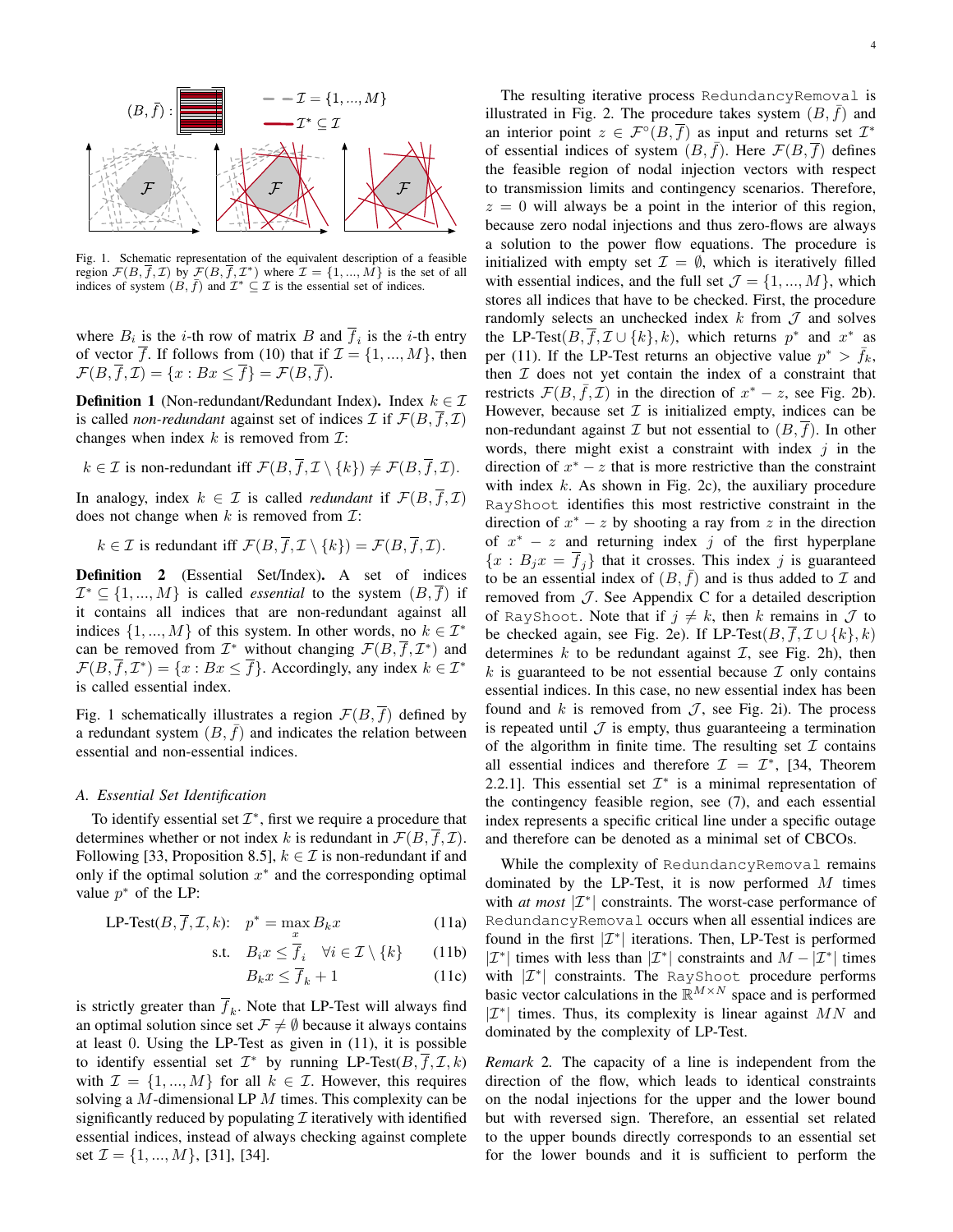Fig. 1. Schematic representation of the equivalent description of a feasible region $\mathcal{F}(B,\overline{f},\mathcal{I})$ by $\mathcal{F}(B,\overline{f},\mathcal{I}^*)$ where $\mathcal{I}=\{1,...,M\}$ is the set of all indices of system $(B,\bar{f})$ and $\mathcal{I}^*\subseteq\mathcal{I}$ is the essential set of indices.

where $B_i$ is the $i$-th row of matrix $B$ and $\overline{f}_i$ is the $i$-th entry of vector $\overline{f}$. If follows from (10) that if $\mathcal{I}=\{1,...,M\}$, then $\mathcal{F}(B,\overline{f},\mathcal{I})=\{x : Bx\leq\overline{f}\}=\mathcal{F}(B,\overline{f})$.

**Definition 1** (Non-redundant/Redundant Index)**.** Index $k\in\mathcal{I}$ is called *non-redundant* against set of indices $\mathcal{I}$ if $\mathcal{F}(B,\overline{f},\mathcal{I})$ changes when index $k$ is removed from $\mathcal{I}$:

$$k\in\mathcal{I} \text{ is non-redundant iff } \mathcal{F}(B,\overline{f},\mathcal{I}\setminus\{k\})\neq\mathcal{F}(B,\overline{f},\mathcal{I}).$$

In analogy, index $k\in\mathcal{I}$ is called *redundant* if $\mathcal{F}(B,\overline{f},\mathcal{I})$ does not change when $k$ is removed from $\mathcal{I}$:

$$k\in\mathcal{I} \text{ is redundant iff } \mathcal{F}(B,\overline{f},\mathcal{I}\setminus\{k\})=\mathcal{F}(B,\overline{f},\mathcal{I}).$$

**Definition 2** (Essential Set/Index)**.** A set of indices $\mathcal{I}^*\subseteq\{1,...,M\}$ is called *essential* to the system $(B,\overline{f})$ if it contains all indices that are non-redundant against all indices $\{1,...,M\}$ of this system. In other words, no $k\in\mathcal{I}^*$ can be removed from $\mathcal{I}^*$ without changing $\mathcal{F}(B,\overline{f},\mathcal{I}^*)$ and $\mathcal{F}(B,\overline{f},\mathcal{I}^*)=\{x : Bx\leq\overline{f}\}$. Accordingly, any index $k\in\mathcal{I}^*$ is called essential index.

Fig. 1 schematically illustrates a region $\mathcal{F}(B,\overline{f})$ defined by a redundant system $(B,\bar{f})$ and indicates the relation between essential and non-essential indices.

### A. Essential Set Identification

To identify essential set $\mathcal{I}^*$, first we require a procedure that determines whether or not index $k$ is redundant in $\mathcal{F}(B,\overline{f},\mathcal{I})$. Following [33, Proposition 8.5], $k\in\mathcal{I}$ is non-redundant if and only if the optimal solution $x^*$ and the corresponding optimal value $p^*$ of the LP:

$$\text{LP-Test}(B,\overline{f},\mathcal{I},k):\quad p^*=\max_x B_kx \tag{11a}$$

$$\text{s.t.}\quad B_ix\leq\overline{f}_i\quad\forall i\in\mathcal{I}\setminus\{k\} \tag{11b}$$

$$B_kx\leq\overline{f}_k+1 \tag{11c}$$

is strictly greater than $\overline{f}_k$. Note that LP-Test will always find an optimal solution since set $\mathcal{F}\neq\emptyset$ because it always contains at least 0. Using the LP-Test as given in (11), it is possible to identify essential set $\mathcal{I}^*$ by running LP-Test$(B,\overline{f},\mathcal{I},k)$ with $\mathcal{I}=\{1,...,M\}$ for all $k\in\mathcal{I}$. However, this requires solving a $M$-dimensional LP $M$ times. This complexity can be significantly reduced by populating $\mathcal{I}$ iteratively with identified essential indices, instead of always checking against complete set $\mathcal{I}=\{1,...,M\}$, [31], [34].

The resulting iterative process `RedundancyRemoval` is illustrated in Fig. 2. The procedure takes system $(B,\bar{f})$ and an interior point $z\in\mathcal{F}^\circ(B,\overline{f})$ as input and returns set $\mathcal{I}^*$ of essential indices of system $(B,\bar{f})$. Here $\mathcal{F}(B,\overline{f})$ defines the feasible region of nodal injection vectors with respect to transmission limits and contingency scenarios. Therefore, $z=0$ will always be a point in the interior of this region, because zero nodal injections and thus zero-flows are always a solution to the power flow equations. The procedure is initialized with empty set $\mathcal{I}=\emptyset$, which is iteratively filled with essential indices, and the full set $\mathcal{J}=\{1,...,M\}$, which stores all indices that have to be checked. First, the procedure randomly selects an unchecked index $k$ from $\mathcal{J}$ and solves the LP-Test$(B,\overline{f},\mathcal{I}\cup\{k\},k)$, which returns $p^*$ and $x^*$ as per (11). If the LP-Test returns an objective value $p^*>\bar{f}_k$, then $\mathcal{I}$ does not yet contain the index of a constraint that restricts $\mathcal{F}(B,\overline{f},\mathcal{I})$ in the direction of $x^*-z$, see Fig. 2b). However, because set $\mathcal{I}$ is initialized empty, indices can be non-redundant against $\mathcal{I}$ but not essential to $(B,\overline{f})$. In other words, there might exist a constraint with index $j$ in the direction of $x^*-z$ that is more restrictive than the constraint with index $k$. As shown in Fig. 2c), the auxiliary procedure `RayShoot` identifies this most restrictive constraint in the direction of $x^*-z$ by shooting a ray from $z$ in the direction of $x^*-z$ and returning index $j$ of the first hyperplane $\{x : B_jx=\overline{f}_j\}$ that it crosses. This index $j$ is guaranteed to be an essential index of $(B,\bar{f})$ and is thus added to $\mathcal{I}$ and removed from $\mathcal{J}$. See Appendix C for a detailed description of `RayShoot`. Note that if $j\neq k$, then $k$ remains in $\mathcal{J}$ to be checked again, see Fig. 2e). If LP-Test$(B,\overline{f},\mathcal{I}\cup\{k\},k)$ determines $k$ to be redundant against $\mathcal{I}$, see Fig. 2h), then $k$ is guaranteed to be not essential because $\mathcal{I}$ only contains essential indices. In this case, no new essential index has been found and $k$ is removed from $\mathcal{J}$, see Fig. 2i). The process is repeated until $\mathcal{J}$ is empty, thus guaranteeing a termination of the algorithm in finite time. The resulting set $\mathcal{I}$ contains all essential indices and therefore $\mathcal{I}=\mathcal{I}^*$, [34, Theorem 2.2.1]. This essential set $\mathcal{I}^*$ is a minimal representation of the contingency feasible region, see (7), and each essential index represents a specific critical line under a specific outage and therefore can be denoted as a minimal set of CBCOs.

While the complexity of `RedundancyRemoval` remains dominated by the LP-Test, it is now performed $M$ times with *at most* $|\mathcal{I}^*|$ constraints. The worst-case performance of `RedundancyRemoval` occurs when all essential indices are found in the first $|\mathcal{I}^*|$ iterations. Then, LP-Test is performed $|\mathcal{I}^*|$ times with less than $|\mathcal{I}^*|$ constraints and $M-|\mathcal{I}^*|$ times with $|\mathcal{I}^*|$ constraints. The `RayShoot` procedure performs basic vector calculations in the $\mathbb{R}^{M\times N}$ space and is performed $|\mathcal{I}^*|$ times. Thus, its complexity is linear against $MN$ and dominated by the complexity of LP-Test.

*Remark* 2. The capacity of a line is independent from the direction of the flow, which leads to identical constraints on the nodal injections for the upper and the lower bound but with reversed sign. Therefore, an essential set related to the upper bounds directly corresponds to an essential set for the lower bounds and it is sufficient to perform the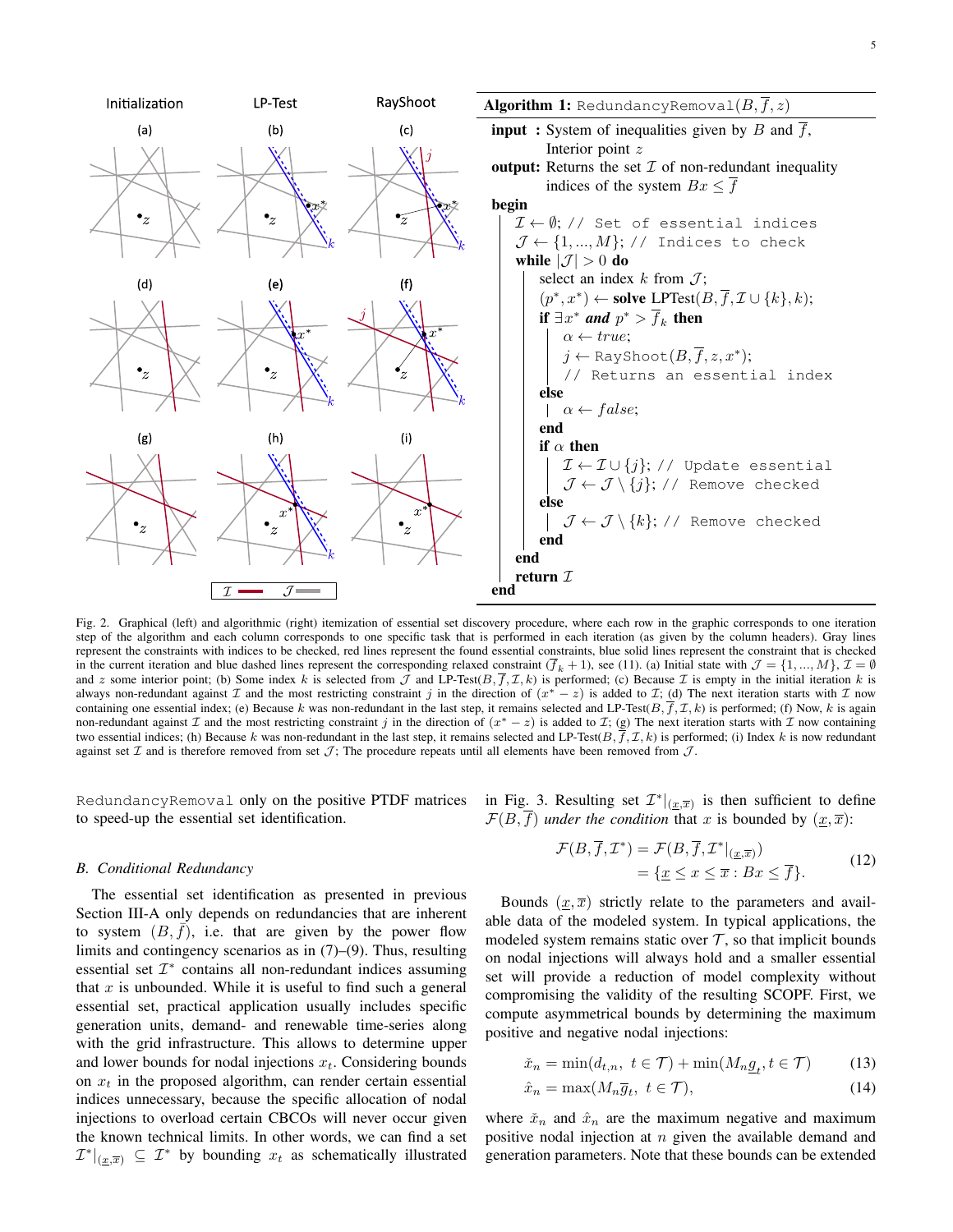**Algorithm 1:** `RedundancyRemoval`$(B, \overline{f}, z)$

```
input : System of inequalities given by B and f̄,
        Interior point z
output: Returns the set I of non-redundant inequality
        indices of the system Bx ≤ f̄
begin
    I ← ∅; // Set of essential indices
    J ← {1, ..., M}; // Indices to check
    while |J| > 0 do
        select an index k from J;
        (p*, x*) ← solve LPTest(B, f̄, I ∪ {k}, k);
        if ∃x* and p* > f̄_k then
            α ← true;
            j ← RayShoot(B, f̄, z, x*);
            // Returns an essential index
        else
            α ← false;
        end
        if α then
            I ← I ∪ {j}; // Update essential
            J ← J \ {j}; // Remove checked
        else
            J ← J \ {k}; // Remove checked
        end
    end
    return I
end
```

Fig. 2. Graphical (left) and algorithmic (right) itemization of essential set discovery procedure, where each row in the graphic corresponds to one iteration step of the algorithm and each column corresponds to one specific task that is performed in each iteration (as given by the column headers). Gray lines represent the constraints with indices to be checked, red lines represent the found essential constraints, blue solid lines represent the constraint that is checked in the current iteration and blue dashed lines represent the corresponding relaxed constraint ($\overline{f}_k + 1$), see (11). (a) Initial state with $\mathcal{J} = \{1, ..., M\}$, $\mathcal{I} = \emptyset$ and $z$ some interior point; (b) Some index $k$ is selected from $\mathcal{J}$ and LP-Test$(B, \overline{f}, \mathcal{I}, k)$ is performed; (c) Because $\mathcal{I}$ is empty in the initial iteration $k$ is always non-redundant against $\mathcal{I}$ and the most restricting constraint $j$ in the direction of $(x^* - z)$ is added to $\mathcal{I}$; (d) The next iteration starts with $\mathcal{I}$ now containing one essential index; (e) Because $k$ was non-redundant in the last step, it remains selected and LP-Test$(B, \overline{f}, \mathcal{I}, k)$ is performed; (f) Now, $k$ is again non-redundant against $\mathcal{I}$ and the most restricting constraint $j$ in the direction of $(x^* - z)$ is added to $\mathcal{I}$; (g) The next iteration starts with $\mathcal{I}$ now containing two essential indices; (h) Because $k$ was non-redundant in the last step, it remains selected and LP-Test$(B, \overline{f}, \mathcal{I}, k)$ is performed; (i) Index $k$ is now redundant against set $\mathcal{I}$ and is therefore removed from set $\mathcal{J}$; The procedure repeats until all elements have been removed from $\mathcal{J}$.

`RedundancyRemoval` only on the positive PTDF matrices to speed-up the essential set identification.

### B. Conditional Redundancy

The essential set identification as presented in previous Section III-A only depends on redundancies that are inherent to system $(B, \overline{f})$, i.e. that are given by the power flow limits and contingency scenarios as in (7)–(9). Thus, resulting essential set $\mathcal{I}^*$ contains all non-redundant indices assuming that $x$ is unbounded. While it is useful to find such a general essential set, practical application usually includes specific generation units, demand- and renewable time-series along with the grid infrastructure. This allows to determine upper and lower bounds for nodal injections $x_t$. Considering bounds on $x_t$ in the proposed algorithm, can render certain essential indices unnecessary, because the specific allocation of nodal injections to overload certain CBCOs will never occur given the known technical limits. In other words, we can find a set $\mathcal{I}^*|_{(\underline{x},\overline{x})} \subseteq \mathcal{I}^*$ by bounding $x_t$ as schematically illustrated in Fig. 3. Resulting set $\mathcal{I}^*|_{(\underline{x},\overline{x})}$ is then sufficient to define $\mathcal{F}(B, \overline{f})$ *under the condition* that $x$ is bounded by $(\underline{x}, \overline{x})$:

$$
\begin{aligned}
\mathcal{F}(B, \overline{f}, \mathcal{I}^*) &= \mathcal{F}(B, \overline{f}, \mathcal{I}^*|_{(\underline{x},\overline{x})}) \\
&= \{\underline{x} \leq x \leq \overline{x} : Bx \leq \overline{f}\}.
\end{aligned}
\tag{12}
$$

Bounds $(\underline{x}, \overline{x})$ strictly relate to the parameters and available data of the modeled system. In typical applications, the modeled system remains static over $\mathcal{T}$, so that implicit bounds on nodal injections will always hold and a smaller essential set will provide a reduction of model complexity without compromising the validity of the resulting SCOPF. First, we compute asymmetrical bounds by determining the maximum positive and negative nodal injections:

$$
\check{x}_n = \min(d_{t,n},\ t \in \mathcal{T}) + \min(M_n \underline{g}_t, t \in \mathcal{T}) \tag{13}
$$

$$
\hat{x}_n = \max(M_n \overline{g}_t,\ t \in \mathcal{T}), \tag{14}
$$

where $\check{x}_n$ and $\hat{x}_n$ are the maximum negative and maximum positive nodal injection at $n$ given the available demand and generation parameters. Note that these bounds can be extended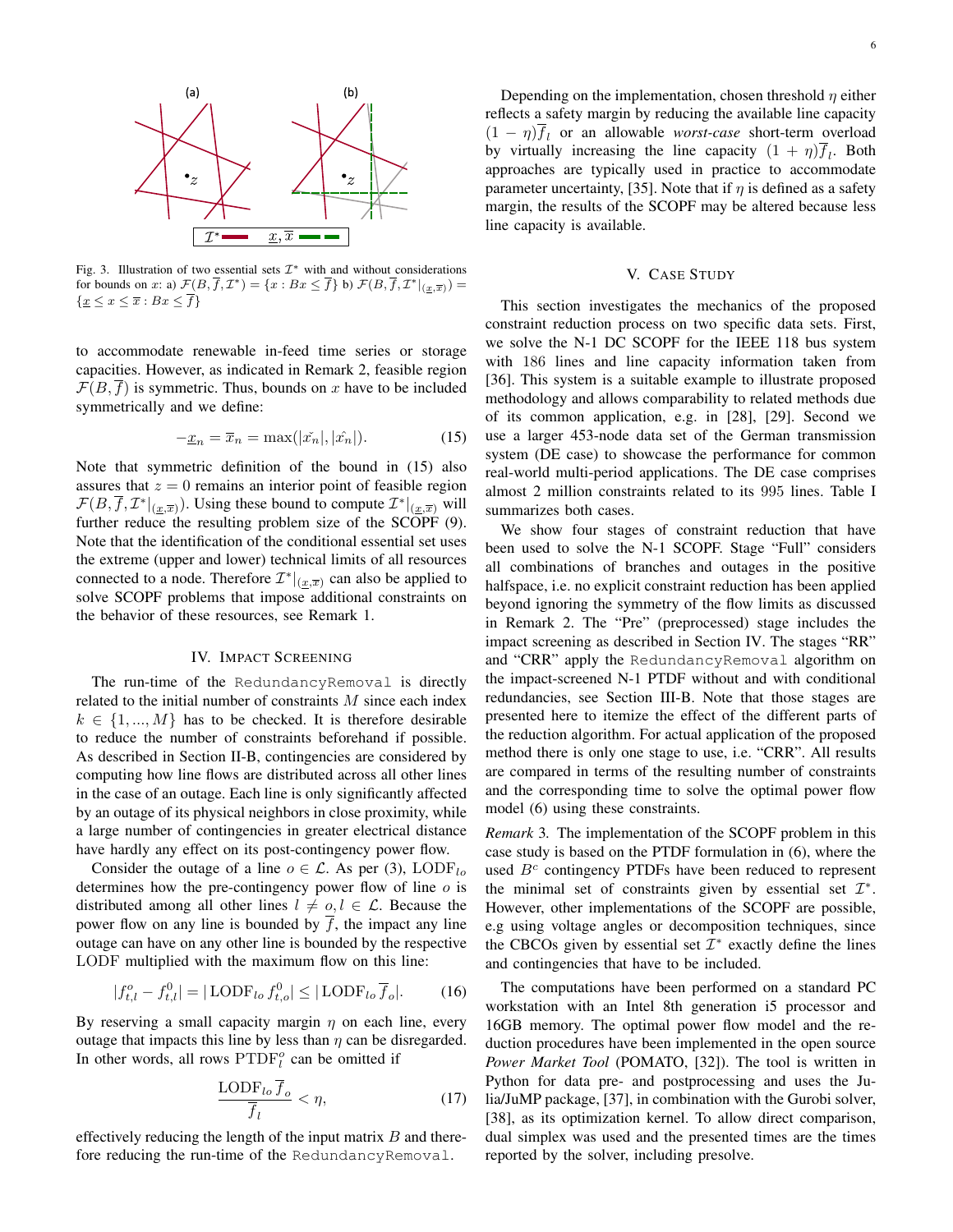Fig. 3. Illustration of two essential sets $\mathcal{I}^*$ with and without considerations for bounds on $x$: a) $\mathcal{F}(B, \overline{f}, \mathcal{I}^*) = \{x : Bx \leq \overline{f}\}$ b) $\mathcal{F}(B, \overline{f}, \mathcal{I}^*|_{(\underline{x},\overline{x})}) = \{\underline{x} \leq x \leq \overline{x} : Bx \leq \overline{f}\}$

to accommodate renewable in-feed time series or storage capacities. However, as indicated in Remark 2, feasible region $\mathcal{F}(B, \overline{f})$ is symmetric. Thus, bounds on $x$ have to be included symmetrically and we define:

$$-\underline{x}_n = \overline{x}_n = \max(|\check{x_n}|, |\hat{x_n}|). \tag{15}$$

Note that symmetric definition of the bound in (15) also assures that $z = 0$ remains an interior point of feasible region $\mathcal{F}(B, \overline{f}, \mathcal{I}^*|_{(\underline{x},\overline{x})})$. Using these bound to compute $\mathcal{I}^*|_{(\underline{x},\overline{x})}$ will further reduce the resulting problem size of the SCOPF (9). Note that the identification of the conditional essential set uses the extreme (upper and lower) technical limits of all resources connected to a node. Therefore $\mathcal{I}^*|_{(\underline{x},\overline{x})}$ can also be applied to solve SCOPF problems that impose additional constraints on the behavior of these resources, see Remark 1.

## IV. Impact Screening

The run-time of the `RedundancyRemoval` is directly related to the initial number of constraints $M$ since each index $k \in \{1, ..., M\}$ has to be checked. It is therefore desirable to reduce the number of constraints beforehand if possible. As described in Section II-B, contingencies are considered by computing how line flows are distributed across all other lines in the case of an outage. Each line is only significantly affected by an outage of its physical neighbors in close proximity, while a large number of contingencies in greater electrical distance have hardly any effect on its post-contingency power flow.

Consider the outage of a line $o \in \mathcal{L}$. As per (3), $\text{LODF}_{lo}$ determines how the pre-contingency power flow of line $o$ is distributed among all other lines $l \neq o, l \in \mathcal{L}$. Because the power flow on any line is bounded by $\overline{f}$, the impact any line outage can have on any other line is bounded by the respective LODF multiplied with the maximum flow on this line:

$$|f^o_{t,l} - f^0_{t,l}| = |\,\text{LODF}_{lo}\, f^0_{t,o}| \leq |\,\text{LODF}_{lo}\,\overline{f}_o|. \tag{16}$$

By reserving a small capacity margin $\eta$ on each line, every outage that impacts this line by less than $\eta$ can be disregarded. In other words, all rows $\text{PTDF}^o_l$ can be omitted if

$$\frac{\text{LODF}_{lo}\,\overline{f}_o}{\overline{f}_l} < \eta, \tag{17}$$

effectively reducing the length of the input matrix $B$ and therefore reducing the run-time of the `RedundancyRemoval`.

Depending on the implementation, chosen threshold $\eta$ either reflects a safety margin by reducing the available line capacity $(1 - \eta)\overline{f}_l$ or an allowable *worst-case* short-term overload by virtually increasing the line capacity $(1 + \eta)\overline{f}_l$. Both approaches are typically used in practice to accommodate parameter uncertainty, [35]. Note that if $\eta$ is defined as a safety margin, the results of the SCOPF may be altered because less line capacity is available.

## V. Case Study

This section investigates the mechanics of the proposed constraint reduction process on two specific data sets. First, we solve the N-1 DC SCOPF for the IEEE 118 bus system with 186 lines and line capacity information taken from [36]. This system is a suitable example to illustrate proposed methodology and allows comparability to related methods due of its common application, e.g. in [28], [29]. Second we use a larger 453-node data set of the German transmission system (DE case) to showcase the performance for common real-world multi-period applications. The DE case comprises almost 2 million constraints related to its 995 lines. Table I summarizes both cases.

We show four stages of constraint reduction that have been used to solve the N-1 SCOPF. Stage "Full" considers all combinations of branches and outages in the positive halfspace, i.e. no explicit constraint reduction has been applied beyond ignoring the symmetry of the flow limits as discussed in Remark 2. The "Pre" (preprocessed) stage includes the impact screening as described in Section IV. The stages "RR" and "CRR" apply the `RedundancyRemoval` algorithm on the impact-screened N-1 PTDF without and with conditional redundancies, see Section III-B. Note that those stages are presented here to itemize the effect of the different parts of the reduction algorithm. For actual application of the proposed method there is only one stage to use, i.e. "CRR". All results are compared in terms of the resulting number of constraints and the corresponding time to solve the optimal power flow model (6) using these constraints.

*Remark 3.* The implementation of the SCOPF problem in this case study is based on the PTDF formulation in (6), where the used $B^c$ contingency PTDFs have been reduced to represent the minimal set of constraints given by essential set $\mathcal{I}^*$. However, other implementations of the SCOPF are possible, e.g. using voltage angles or decomposition techniques, since the CBCOs given by essential set $\mathcal{I}^*$ exactly define the lines and contingencies that have to be included.

The computations have been performed on a standard PC workstation with an Intel 8th generation i5 processor and 16GB memory. The optimal power flow model and the reduction procedures have been implemented in the open source *Power Market Tool* (POMATO, [32]). The tool is written in Python for data pre- and postprocessing and uses the Julia/JuMP package, [37], in combination with the Gurobi solver, [38], as its optimization kernel. To allow direct comparison, dual simplex was used and the presented times are the times reported by the solver, including presolve.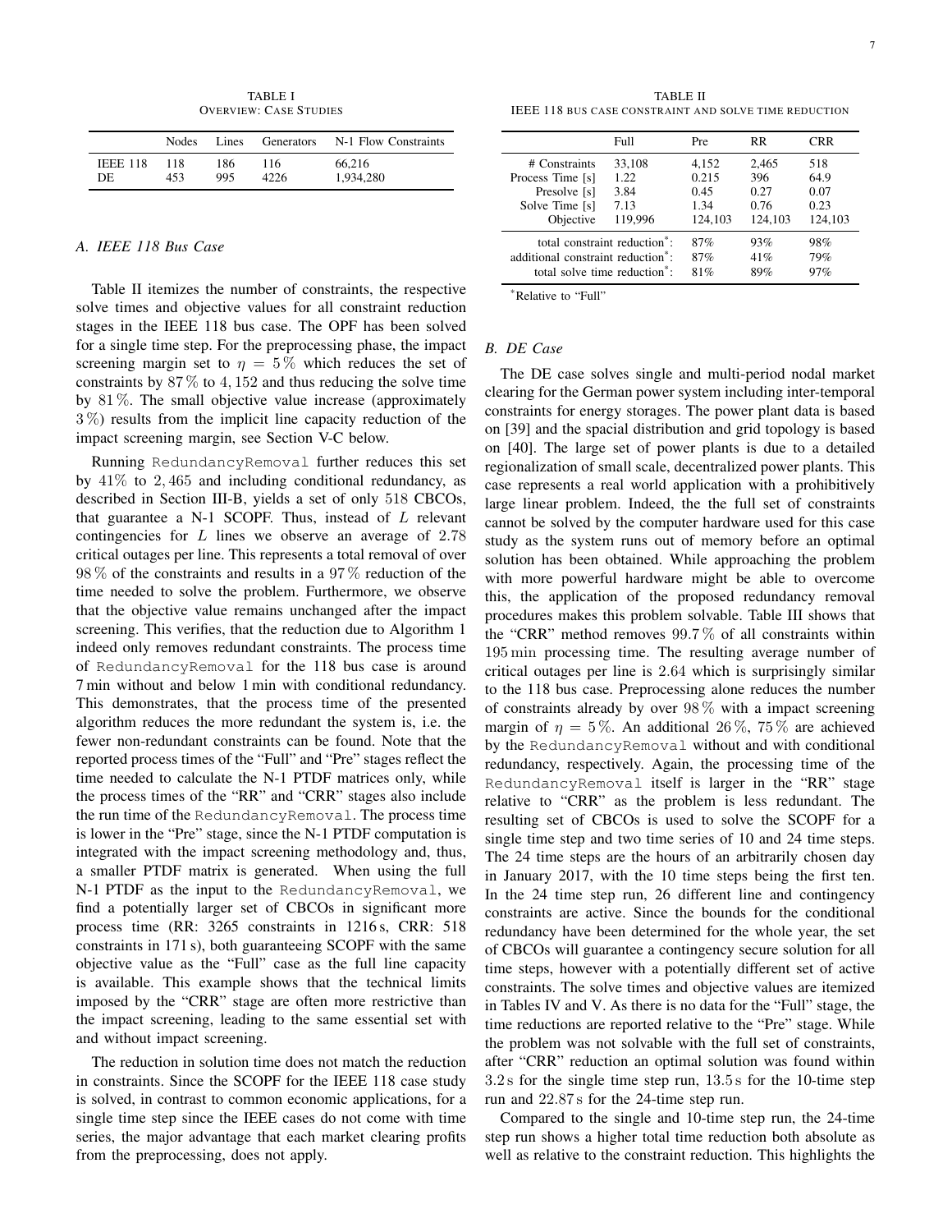TABLE I
OVERVIEW: CASE STUDIES

| | Nodes | Lines | Generators | N-1 Flow Constraints |
|---|---|---|---|---|
| IEEE 118 | 118 | 186 | 116 | 66,216 |
| DE | 453 | 995 | 4226 | 1,934,280 |

### A. IEEE 118 Bus Case

Table II itemizes the number of constraints, the respective solve times and objective values for all constraint reduction stages in the IEEE 118 bus case. The OPF has been solved for a single time step. For the preprocessing phase, the impact screening margin set to $\eta = 5\,\%$ which reduces the set of constraints by $87\,\%$ to $4,152$ and thus reducing the solve time by $81\,\%$. The small objective value increase (approximately $3\,\%$) results from the implicit line capacity reduction of the impact screening margin, see Section V-C below.

Running `RedundancyRemoval` further reduces this set by $41\%$ to $2,465$ and including conditional redundancy, as described in Section III-B, yields a set of only $518$ CBCOs, that guarantee a N-1 SCOPF. Thus, instead of $L$ relevant contingencies for $L$ lines we observe an average of $2.78$ critical outages per line. This represents a total removal of over $98\,\%$ of the constraints and results in a $97\,\%$ reduction of the time needed to solve the problem. Furthermore, we observe that the objective value remains unchanged after the impact screening. This verifies, that the reduction due to Algorithm 1 indeed only removes redundant constraints. The process time of `RedundancyRemoval` for the 118 bus case is around 7 min without and below 1 min with conditional redundancy. This demonstrates, that the process time of the presented algorithm reduces the more redundant the system is, i.e. the fewer non-redundant constraints can be found. Note that the reported process times of the "Full" and "Pre" stages reflect the time needed to calculate the N-1 PTDF matrices only, while the process times of the "RR" and "CRR" stages also include the run time of the `RedundancyRemoval`. The process time is lower in the "Pre" stage, since the N-1 PTDF computation is integrated with the impact screening methodology and, thus, a smaller PTDF matrix is generated. When using the full N-1 PTDF as the input to the `RedundancyRemoval`, we find a potentially larger set of CBCOs in significant more process time (RR: 3265 constraints in 1216 s, CRR: 518 constraints in 171 s), both guaranteeing SCOPF with the same objective value as the "Full" case as the full line capacity is available. This example shows that the technical limits imposed by the "CRR" stage are often more restrictive than the impact screening, leading to the same essential set with and without impact screening.

The reduction in solution time does not match the reduction in constraints. Since the SCOPF for the IEEE 118 case study is solved, in contrast to common economic applications, for a single time step since the IEEE cases do not come with time series, the major advantage that each market clearing profits from the preprocessing, does not apply.

TABLE II
IEEE 118 BUS CASE CONSTRAINT AND SOLVE TIME REDUCTION

| | Full | Pre | RR | CRR |
|---|---|---|---|---|
| # Constraints | 33,108 | 4,152 | 2,465 | 518 |
| Process Time [s] | 1.22 | 0.215 | 396 | 64.9 |
| Presolve [s] | 3.84 | 0.45 | 0.27 | 0.07 |
| Solve Time [s] | 7.13 | 1.34 | 0.76 | 0.23 |
| Objective | 119,996 | 124,103 | 124,103 | 124,103 |
| total constraint reduction*: | | 87% | 93% | 98% |
| additional constraint reduction*: | | 87% | 41% | 79% |
| total solve time reduction*: | | 81% | 89% | 97% |

*Relative to "Full"

### B. DE Case

The DE case solves single and multi-period nodal market clearing for the German power system including inter-temporal constraints for energy storages. The power plant data is based on [39] and the spacial distribution and grid topology is based on [40]. The large set of power plants is due to a detailed regionalization of small scale, decentralized power plants. This case represents a real world application with a prohibitively large linear problem. Indeed, the the full set of constraints cannot be solved by the computer hardware used for this case study as the system runs out of memory before an optimal solution has been obtained. While approaching the problem with more powerful hardware might be able to overcome this, the application of the proposed redundancy removal procedures makes this problem solvable. Table III shows that the "CRR" method removes $99.7\,\%$ of all constraints within $195\,\text{min}$ processing time. The resulting average number of critical outages per line is $2.64$ which is surprisingly similar to the 118 bus case. Preprocessing alone reduces the number of constraints already by over $98\,\%$ with a impact screening margin of $\eta = 5\,\%$. An additional $26\,\%$, $75\,\%$ are achieved by the `RedundancyRemoval` without and with conditional redundancy, respectively. Again, the processing time of the `RedundancyRemoval` itself is larger in the "RR" stage relative to "CRR" as the problem is less redundant. The resulting set of CBCOs is used to solve the SCOPF for a single time step and two time series of 10 and 24 time steps. The 24 time steps are the hours of an arbitrarily chosen day in January 2017, with the 10 time steps being the first ten. In the 24 time step run, 26 different line and contingency constraints are active. Since the bounds for the conditional redundancy have been determined for the whole year, the set of CBCOs will guarantee a contingency secure solution for all time steps, however with a potentially different set of active constraints. The solve times and objective values are itemized in Tables IV and V. As there is no data for the "Full" stage, the time reductions are reported relative to the "Pre" stage. While the problem was not solvable with the full set of constraints, after "CRR" reduction an optimal solution was found within $3.2\,\text{s}$ for the single time step run, $13.5\,\text{s}$ for the 10-time step run and $22.87\,\text{s}$ for the 24-time step run.

Compared to the single and 10-time step run, the 24-time step run shows a higher total time reduction both absolute as well as relative to the constraint reduction. This highlights the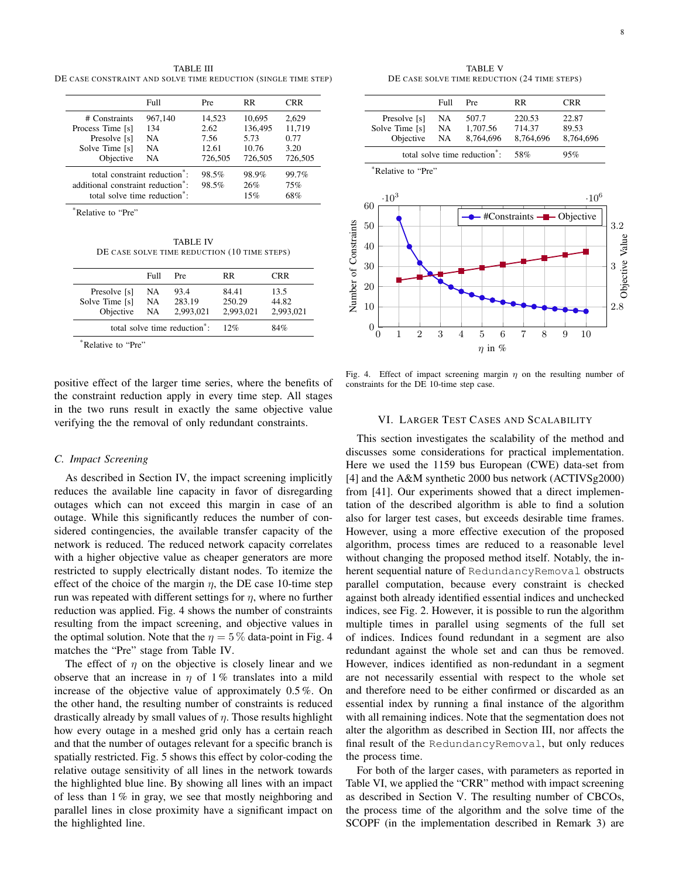TABLE III
DE CASE CONSTRAINT AND SOLVE TIME REDUCTION (SINGLE TIME STEP)

| | Full | Pre | RR | CRR |
|---|---|---|---|---|
| # Constraints | 967,140 | 14,523 | 10,695 | 2,629 |
| Process Time [s] | 134 | 2.62 | 136,495 | 11,719 |
| Presolve [s] | NA | 7.56 | 5.73 | 0.77 |
| Solve Time [s] | NA | 12.61 | 10.76 | 3.20 |
| Objective | NA | 726,505 | 726,505 | 726,505 |
| total constraint reduction*: | | 98.5% | 98.9% | 99.7% |
| additional constraint reduction*: | | 98.5% | 26% | 75% |
| total solve time reduction*: | | | 15% | 68% |

*Relative to "Pre"

TABLE IV
DE CASE SOLVE TIME REDUCTION (10 TIME STEPS)

| | Full | Pre | RR | CRR |
|---|---|---|---|---|
| Presolve [s] | NA | 93.4 | 84.41 | 13.5 |
| Solve Time [s] | NA | 283.19 | 250.29 | 44.82 |
| Objective | NA | 2,993,021 | 2,993,021 | 2,993,021 |
| total solve time reduction*: | | | 12% | 84% |

*Relative to "Pre"

positive effect of the larger time series, where the benefits of the constraint reduction apply in every time step. All stages in the two runs result in exactly the same objective value verifying the the removal of only redundant constraints.

### C. Impact Screening

As described in Section IV, the impact screening implicitly reduces the available line capacity in favor of disregarding outages which can not exceed this margin in case of an outage. While this significantly reduces the number of considered contingencies, the available transfer capacity of the network is reduced. The reduced network capacity correlates with a higher objective value as cheaper generators are more restricted to supply electrically distant nodes. To itemize the effect of the choice of the margin $\eta$, the DE case 10-time step run was repeated with different settings for $\eta$, where no further reduction was applied. Fig. 4 shows the number of constraints resulting from the impact screening, and objective values in the optimal solution. Note that the $\eta = 5\,\%$ data-point in Fig. 4 matches the "Pre" stage from Table IV.

The effect of $\eta$ on the objective is closely linear and we observe that an increase in $\eta$ of $1\,\%$ translates into a mild increase of the objective value of approximately $0.5\,\%$. On the other hand, the resulting number of constraints is reduced drastically already by small values of $\eta$. Those results highlight how every outage in a meshed grid only has a certain reach and that the number of outages relevant for a specific branch is spatially restricted. Fig. 5 shows this effect by color-coding the relative outage sensitivity of all lines in the network towards the highlighted blue line. By showing all lines with an impact of less than $1\,\%$ in gray, we see that mostly neighboring and parallel lines in close proximity have a significant impact on the highlighted line.

TABLE V
DE CASE SOLVE TIME REDUCTION (24 TIME STEPS)

| | Full | Pre | RR | CRR |
|---|---|---|---|---|
| Presolve [s] | NA | 507.7 | 220.53 | 22.87 |
| Solve Time [s] | NA | 1,707.56 | 714.37 | 89.53 |
| Objective | NA | 8,764,696 | 8,764,696 | 8,764,696 |
| total solve time reduction*: | | | 58% | 95% |

*Relative to "Pre"

Fig. 4. Effect of impact screening margin $\eta$ on the resulting number of constraints for the DE 10-time step case.

## VI. Larger Test Cases and Scalability

This section investigates the scalability of the method and discusses some considerations for practical implementation. Here we used the 1159 bus European (CWE) data-set from [4] and the A&M synthetic 2000 bus network (ACTIVSg2000) from [41]. Our experiments showed that a direct implementation of the described algorithm is able to find a solution also for larger test cases, but exceeds desirable time frames. However, using a more effective execution of the proposed algorithm, process times are reduced to a reasonable level without changing the proposed method itself. Notably, the inherent sequential nature of `RedundancyRemoval` obstructs parallel computation, because every constraint is checked against both already identified essential indices and unchecked indices, see Fig. 2. However, it is possible to run the algorithm multiple times in parallel using segments of the full set of indices. Indices found redundant in a segment are also redundant against the whole set and can thus be removed. However, indices identified as non-redundant in a segment are not necessarily essential with respect to the whole set and therefore need to be either confirmed or discarded as an essential index by running a final instance of the algorithm with all remaining indices. Note that the segmentation does not alter the algorithm as described in Section III, nor affects the final result of the `RedundancyRemoval`, but only reduces the process time.

For both of the larger cases, with parameters as reported in Table VI, we applied the "CRR" method with impact screening as described in Section V. The resulting number of CBCOs, the process time of the algorithm and the solve time of the SCOPF (in the implementation described in Remark 3) are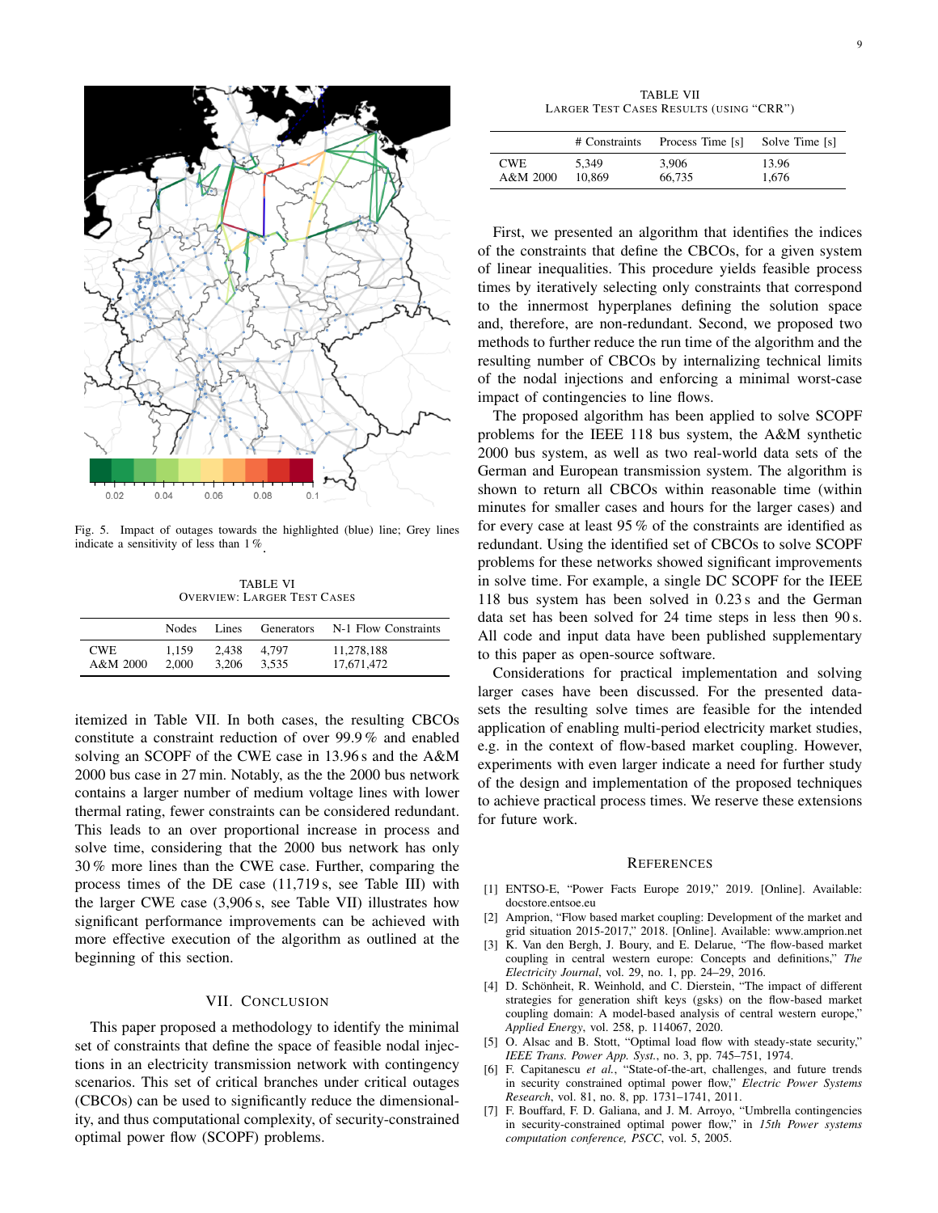Fig. 5. Impact of outages towards the highlighted (blue) line; Grey lines indicate a sensitivity of less than 1 %.

TABLE VI
OVERVIEW: LARGER TEST CASES

| | Nodes | Lines | Generators | N-1 Flow Constraints |
|---|---|---|---|---|
| CWE | 1,159 | 2,438 | 4,797 | 11,278,188 |
| A&M 2000 | 2,000 | 3,206 | 3,535 | 17,671,472 |

itemized in Table VII. In both cases, the resulting CBCOs constitute a constraint reduction of over 99.9 % and enabled solving an SCOPF of the CWE case in 13.96 s and the A&M 2000 bus case in 27 min. Notably, as the the 2000 bus network contains a larger number of medium voltage lines with lower thermal rating, fewer constraints can be considered redundant. This leads to an over proportional increase in process and solve time, considering that the 2000 bus network has only 30 % more lines than the CWE case. Further, comparing the process times of the DE case (11,719 s, see Table III) with the larger CWE case (3,906 s, see Table VII) illustrates how significant performance improvements can be achieved with more effective execution of the algorithm as outlined at the beginning of this section.

## VII. CONCLUSION

This paper proposed a methodology to identify the minimal set of constraints that define the space of feasible nodal injections in an electricity transmission network with contingency scenarios. This set of critical branches under critical outages (CBCOs) can be used to significantly reduce the dimensionality, and thus computational complexity, of security-constrained optimal power flow (SCOPF) problems.

TABLE VII
LARGER TEST CASES RESULTS (USING "CRR")

| | # Constraints | Process Time [s] | Solve Time [s] |
|---|---|---|---|
| CWE | 5,349 | 3,906 | 13.96 |
| A&M 2000 | 10,869 | 66,735 | 1,676 |

First, we presented an algorithm that identifies the indices of the constraints that define the CBCOs, for a given system of linear inequalities. This procedure yields feasible process times by iteratively selecting only constraints that correspond to the innermost hyperplanes defining the solution space and, therefore, are non-redundant. Second, we proposed two methods to further reduce the run time of the algorithm and the resulting number of CBCOs by internalizing technical limits of the nodal injections and enforcing a minimal worst-case impact of contingencies to line flows.

The proposed algorithm has been applied to solve SCOPF problems for the IEEE 118 bus system, the A&M synthetic 2000 bus system, as well as two real-world data sets of the German and European transmission system. The algorithm is shown to return all CBCOs within reasonable time (within minutes for smaller cases and hours for the larger cases) and for every case at least 95 % of the constraints are identified as redundant. Using the identified set of CBCOs to solve SCOPF problems for these networks showed significant improvements in solve time. For example, a single DC SCOPF for the IEEE 118 bus system has been solved in 0.23 s and the German data set has been solved for 24 time steps in less then 90 s. All code and input data have been published supplementary to this paper as open-source software.

Considerations for practical implementation and solving larger cases have been discussed. For the presented datasets the resulting solve times are feasible for the intended application of enabling multi-period electricity market studies, e.g. in the context of flow-based market coupling. However, experiments with even larger indicate a need for further study of the design and implementation of the proposed techniques to achieve practical process times. We reserve these extensions for future work.

## REFERENCES

[1] ENTSO-E, "Power Facts Europe 2019," 2019. [Online]. Available: docstore.entsoe.eu

[2] Amprion, "Flow based market coupling: Development of the market and grid situation 2015-2017," 2018. [Online]. Available: www.amprion.net

[3] K. Van den Bergh, J. Boury, and E. Delarue, "The flow-based market coupling in central western europe: Concepts and definitions," *The Electricity Journal*, vol. 29, no. 1, pp. 24–29, 2016.

[4] D. Schönheit, R. Weinhold, and C. Dierstein, "The impact of different strategies for generation shift keys (gsks) on the flow-based market coupling domain: A model-based analysis of central western europe," *Applied Energy*, vol. 258, p. 114067, 2020.

[5] O. Alsac and B. Stott, "Optimal load flow with steady-state security," *IEEE Trans. Power App. Syst.*, no. 3, pp. 745–751, 1974.

[6] F. Capitanescu *et al.*, "State-of-the-art, challenges, and future trends in security constrained optimal power flow," *Electric Power Systems Research*, vol. 81, no. 8, pp. 1731–1741, 2011.

[7] F. Bouffard, F. D. Galiana, and J. M. Arroyo, "Umbrella contingencies in security-constrained optimal power flow," in *15th Power systems computation conference, PSCC*, vol. 5, 2005.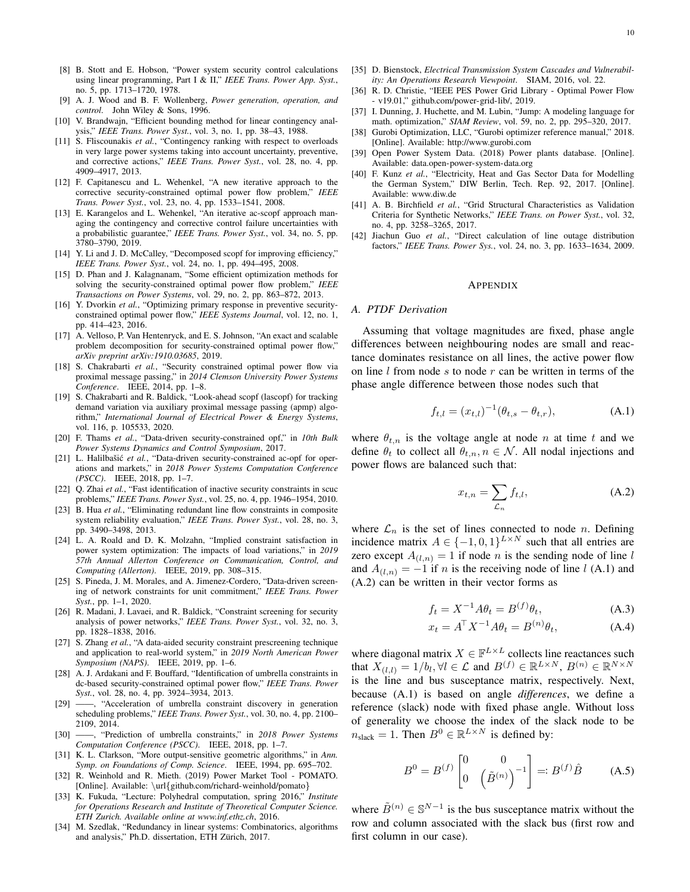[8] B. Stott and E. Hobson, "Power system security control calculations using linear programming, Part I & II," *IEEE Trans. Power App. Syst.*, no. 5, pp. 1713–1720, 1978.

[9] A. J. Wood and B. F. Wollenberg, *Power generation, operation, and control*. John Wiley & Sons, 1996.

[10] V. Brandwajn, "Efficient bounding method for linear contingency analysis," *IEEE Trans. Power Syst.*, vol. 3, no. 1, pp. 38–43, 1988.

[11] S. Fliscounakis *et al.*, "Contingency ranking with respect to overloads in very large power systems taking into account uncertainty, preventive, and corrective actions," *IEEE Trans. Power Syst.*, vol. 28, no. 4, pp. 4909–4917, 2013.

[12] F. Capitanescu and L. Wehenkel, "A new iterative approach to the corrective security-constrained optimal power flow problem," *IEEE Trans. Power Syst.*, vol. 23, no. 4, pp. 1533–1541, 2008.

[13] E. Karangelos and L. Wehenkel, "An iterative ac-scopf approach managing the contingency and corrective control failure uncertainties with a probabilistic guarantee," *IEEE Trans. Power Syst.*, vol. 34, no. 5, pp. 3780–3790, 2019.

[14] Y. Li and J. D. McCalley, "Decomposed scopf for improving efficiency," *IEEE Trans. Power Syst.*, vol. 24, no. 1, pp. 494–495, 2008.

[15] D. Phan and J. Kalagnanam, "Some efficient optimization methods for solving the security-constrained optimal power flow problem," *IEEE Transactions on Power Systems*, vol. 29, no. 2, pp. 863–872, 2013.

[16] Y. Dvorkin *et al.*, "Optimizing primary response in preventive security-constrained optimal power flow," *IEEE Systems Journal*, vol. 12, no. 1, pp. 414–423, 2016.

[17] A. Velloso, P. Van Hentenryck, and E. S. Johnson, "An exact and scalable problem decomposition for security-constrained optimal power flow," *arXiv preprint arXiv:1910.03685*, 2019.

[18] S. Chakrabarti *et al.*, "Security constrained optimal power flow via proximal message passing," in *2014 Clemson University Power Systems Conference*. IEEE, 2014, pp. 1–8.

[19] S. Chakrabarti and R. Baldick, "Look-ahead scopf (lascopf) for tracking demand variation via auxiliary proximal message passing (apmp) algorithm," *International Journal of Electrical Power & Energy Systems*, vol. 116, p. 105533, 2020.

[20] F. Thams *et al.*, "Data-driven security-constrained opf," in *10th Bulk Power Systems Dynamics and Control Symposium*, 2017.

[21] L. Halilbašić *et al.*, "Data-driven security-constrained ac-opf for operations and markets," in *2018 Power Systems Computation Conference (PSCC)*. IEEE, 2018, pp. 1–7.

[22] Q. Zhai *et al.*, "Fast identification of inactive security constraints in scuc problems," *IEEE Trans. Power Syst.*, vol. 25, no. 4, pp. 1946–1954, 2010.

[23] B. Hua *et al.*, "Eliminating redundant line flow constraints in composite system reliability evaluation," *IEEE Trans. Power Syst.*, vol. 28, no. 3, pp. 3490–3498, 2013.

[24] L. A. Roald and D. K. Molzahn, "Implied constraint satisfaction in power system optimization: The impacts of load variations," in *2019 57th Annual Allerton Conference on Communication, Control, and Computing (Allerton)*. IEEE, 2019, pp. 308–315.

[25] S. Pineda, J. M. Morales, and A. Jimenez-Cordero, "Data-driven screening of network constraints for unit commitment," *IEEE Trans. Power Syst.*, pp. 1–1, 2020.

[26] R. Madani, J. Lavaei, and R. Baldick, "Constraint screening for security analysis of power networks," *IEEE Trans. Power Syst.*, vol. 32, no. 3, pp. 1828–1838, 2016.

[27] S. Zhang *et al.*, "A data-aided security constraint prescreening technique and application to real-world system," in *2019 North American Power Symposium (NAPS)*. IEEE, 2019, pp. 1–6.

[28] A. J. Ardakani and F. Bouffard, "Identification of umbrella constraints in dc-based security-constrained optimal power flow," *IEEE Trans. Power Syst.*, vol. 28, no. 4, pp. 3924–3934, 2013.

[29] ——, "Acceleration of umbrella constraint discovery in generation scheduling problems," *IEEE Trans. Power Syst.*, vol. 30, no. 4, pp. 2100–2109, 2014.

[30] ——, "Prediction of umbrella constraints," in *2018 Power Systems Computation Conference (PSCC)*. IEEE, 2018, pp. 1–7.

[31] K. L. Clarkson, "More output-sensitive geometric algorithms," in *Ann. Symp. on Foundations of Comp. Science*. IEEE, 1994, pp. 695–702.

[32] R. Weinhold and R. Mieth. (2019) Power Market Tool - POMATO. [Online]. Available: \url{github.com/richard-weinhold/pomato}

[33] K. Fukuda, "Lecture: Polyhedral computation, spring 2016," *Institute for Operations Research and Institute of Theoretical Computer Science. ETH Zurich. Available online at www.inf.ethz.ch*, 2016.

[34] M. Szedlak, "Redundancy in linear systems: Combinatorics, algorithms and analysis," Ph.D. dissertation, ETH Zürich, 2017.

[35] D. Bienstock, *Electrical Transmission System Cascades and Vulnerability: An Operations Research Viewpoint*. SIAM, 2016, vol. 22.

[36] R. D. Christie, "IEEE PES Power Grid Library - Optimal Power Flow - v19.01," github.com/power-grid-lib/, 2019.

[37] I. Dunning, J. Huchette, and M. Lubin, "Jump: A modeling language for math. optimization," *SIAM Review*, vol. 59, no. 2, pp. 295–320, 2017.

[38] Gurobi Optimization, LLC, "Gurobi optimizer reference manual," 2018. [Online]. Available: http://www.gurobi.com

[39] Open Power System Data. (2018) Power plants database. [Online]. Available: data.open-power-system-data.org

[40] F. Kunz *et al.*, "Electricity, Heat and Gas Sector Data for Modelling the German System," DIW Berlin, Tech. Rep. 92, 2017. [Online]. Available: www.diw.de

[41] A. B. Birchfield *et al.*, "Grid Structural Characteristics as Validation Criteria for Synthetic Networks," *IEEE Trans. on Power Syst.*, vol. 32, no. 4, pp. 3258–3265, 2017.

[42] Jiachun Guo *et al.*, "Direct calculation of line outage distribution factors," *IEEE Trans. Power Sys.*, vol. 24, no. 3, pp. 1633–1634, 2009.

## APPENDIX

### A. PTDF Derivation

Assuming that voltage magnitudes are fixed, phase angle differences between neighbouring nodes are small and reactance dominates resistance on all lines, the active power flow on line $l$ from node $s$ to node $r$ can be written in terms of the phase angle difference between those nodes such that

$$f_{t,l} = (x_{t,l})^{-1}(\theta_{t,s} - \theta_{t,r}), \tag{A.1}$$

where $\theta_{t,n}$ is the voltage angle at node $n$ at time $t$ and we define $\theta_t$ to collect all $\theta_{t,n}, n \in \mathcal{N}$. All nodal injections and power flows are balanced such that:

$$x_{t,n} = \sum_{\mathcal{L}_n} f_{t,l}, \tag{A.2}$$

where $\mathcal{L}_n$ is the set of lines connected to node $n$. Defining incidence matrix $A \in \{-1, 0, 1\}^{L \times N}$ such that all entries are zero except $A_{(l,n)} = 1$ if node $n$ is the sending node of line $l$ and $A_{(l,n)} = -1$ if $n$ is the receiving node of line $l$ (A.1) and (A.2) can be written in their vector forms as

$$f_t = X^{-1} A \theta_t = B^{(f)} \theta_t, \tag{A.3}$$

$$x_t = A^\top X^{-1} A \theta_t = B^{(n)} \theta_t, \tag{A.4}$$

where diagonal matrix $X \in \mathbb{F}^{L \times L}$ collects line reactances such that $X_{(l,l)} = 1/b_l, \forall l \in \mathcal{L}$ and $B^{(f)} \in \mathbb{R}^{L \times N}$, $B^{(n)} \in \mathbb{R}^{N \times N}$ is the line and bus susceptance matrix, respectively. Next, because (A.1) is based on angle *differences*, we define a reference (slack) node with fixed phase angle. Without loss of generality we choose the index of the slack node to be $n_{\text{slack}} = 1$. Then $B^0 \in \mathbb{R}^{L \times N}$ is defined by:

$$B^0 = B^{(f)} \begin{bmatrix} 0 & 0 \\ 0 & \left(\tilde{B}^{(n)}\right)^{-1} \end{bmatrix} =: B^{(f)} \hat{B} \tag{A.5}$$

where $\tilde{B}^{(n)} \in \mathbb{S}^{N-1}$ is the bus susceptance matrix without the row and column associated with the slack bus (first row and first column in our case).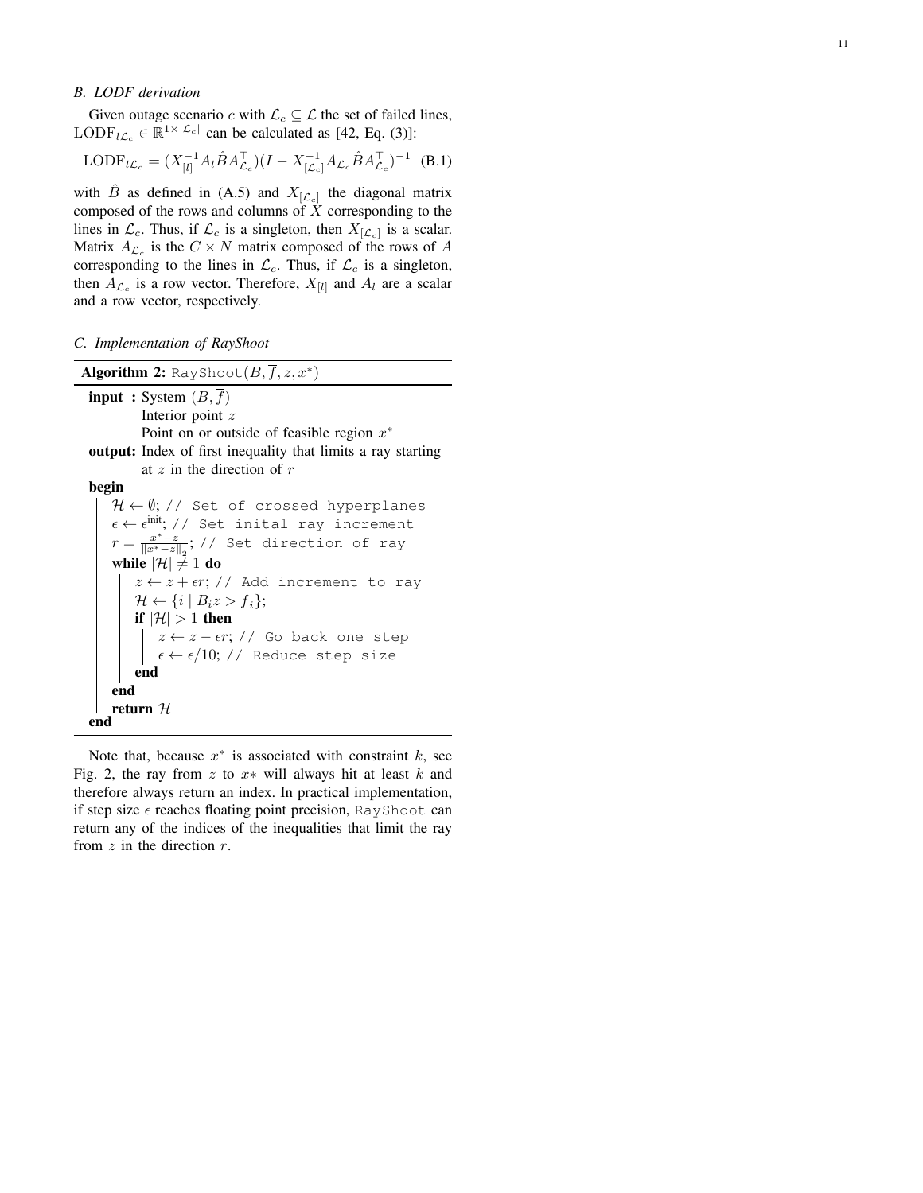### B. LODF derivation

Given outage scenario $c$ with $\mathcal{L}_c \subseteq \mathcal{L}$ the set of failed lines, $\text{LODF}_{l\mathcal{L}_c} \in \mathbb{R}^{1\times|\mathcal{L}_c|}$ can be calculated as [42, Eq. (3)]:

$$\text{LODF}_{l\mathcal{L}_c} = (X_{[l]}^{-1} A_l \hat{B} A_{\mathcal{L}_c}^\top)(I - X_{[\mathcal{L}_c]}^{-1} A_{\mathcal{L}_c} \hat{B} A_{\mathcal{L}_c}^\top)^{-1} \quad \text{(B.1)}$$

with $\hat{B}$ as defined in (A.5) and $X_{[\mathcal{L}_c]}$ the diagonal matrix composed of the rows and columns of $X$ corresponding to the lines in $\mathcal{L}_c$. Thus, if $\mathcal{L}_c$ is a singleton, then $X_{[\mathcal{L}_c]}$ is a scalar. Matrix $A_{\mathcal{L}_c}$ is the $C \times N$ matrix composed of the rows of $A$ corresponding to the lines in $\mathcal{L}_c$. Thus, if $\mathcal{L}_c$ is a singleton, then $A_{\mathcal{L}_c}$ is a row vector. Therefore, $X_{[l]}$ and $A_l$ are a scalar and a row vector, respectively.

### C. Implementation of RayShoot

**Algorithm 2:** $\texttt{RayShoot}(B, \overline{f}, z, x^*)$

```
input : System (B, f̄)
        Interior point z
        Point on or outside of feasible region x*
output: Index of first inequality that limits a ray starting
        at z in the direction of r
begin
    H ← ∅; // Set of crossed hyperplanes
    ε ← ε^init; // Set inital ray increment
    r = (x* − z) / ‖x* − z‖₂; // Set direction of ray
    while |H| ≠ 1 do
        z ← z + εr; // Add increment to ray
        H ← {i | B_i z > f̄_i};
        if |H| > 1 then
            z ← z − εr; // Go back one step
            ε ← ε/10; // Reduce step size
        end
    end
    return H
end
```

Note that, because $x^*$ is associated with constraint $k$, see Fig. 2, the ray from $z$ to $x*$ will always hit at least $k$ and therefore always return an index. In practical implementation, if step size $\epsilon$ reaches floating point precision, RayShoot can return any of the indices of the inequalities that limit the ray from $z$ in the direction $r$.